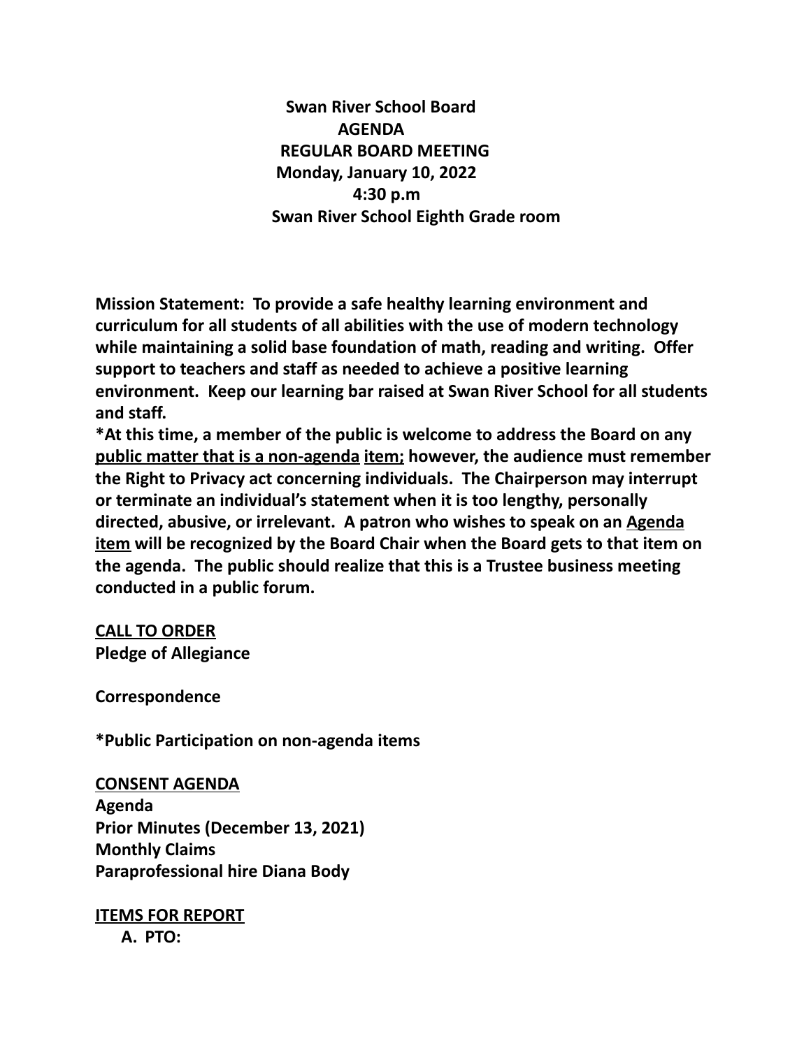# Swan River School Board
## AGENDA
## REGULAR BOARD MEETING
**Monday, January 10, 2022**
**4:30 p.m**
**Swan River School Eighth Grade room**

**Mission Statement: To provide a safe healthy learning environment and curriculum for all students of all abilities with the use of modern technology while maintaining a solid base foundation of math, reading and writing. Offer support to teachers and staff as needed to achieve a positive learning environment. Keep our learning bar raised at Swan River School for all students and staff.**

**\*At this time, a member of the public is welcome to address the Board on any <u>public matter that is a non-agenda</u> <u>item;</u> however, the audience must remember the Right to Privacy act concerning individuals. The Chairperson may interrupt or terminate an individual's statement when it is too lengthy, personally directed, abusive, or irrelevant. A patron who wishes to speak on an <u>Agenda item</u> will be recognized by the Board Chair when the Board gets to that item on the agenda. The public should realize that this is a Trustee business meeting conducted in a public forum.**

**<u>CALL TO ORDER</u>**
**Pledge of Allegiance**

**Correspondence**

**\*Public Participation on non-agenda items**

**<u>CONSENT AGENDA</u>**
**Agenda**
**Prior Minutes (December 13, 2021)**
**Monthly Claims**
**Paraprofessional hire Diana Body**

**<u>ITEMS FOR REPORT</u>**

**A. PTO:**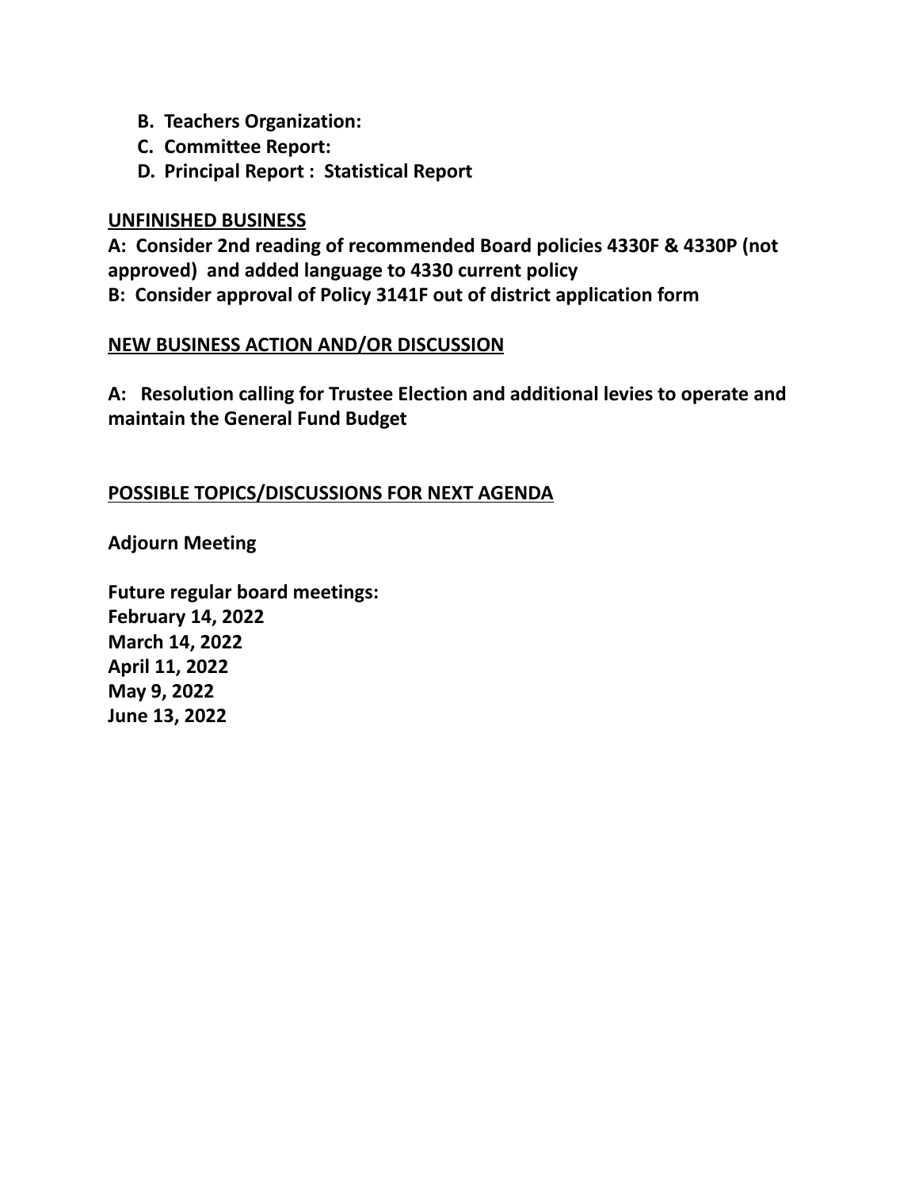B. **Teachers Organization:**
C. **Committee Report:**
D. **Principal Report : Statistical Report**

**UNFINISHED BUSINESS**

**A: Consider 2nd reading of recommended Board policies 4330F & 4330P (not approved) and added language to 4330 current policy**
**B: Consider approval of Policy 3141F out of district application form**

**NEW BUSINESS ACTION AND/OR DISCUSSION**

**A: Resolution calling for Trustee Election and additional levies to operate and maintain the General Fund Budget**

**POSSIBLE TOPICS/DISCUSSIONS FOR NEXT AGENDA**

**Adjourn Meeting**

**Future regular board meetings:**
**February 14, 2022**
**March 14, 2022**
**April 11, 2022**
**May 9, 2022**
**June 13, 2022**